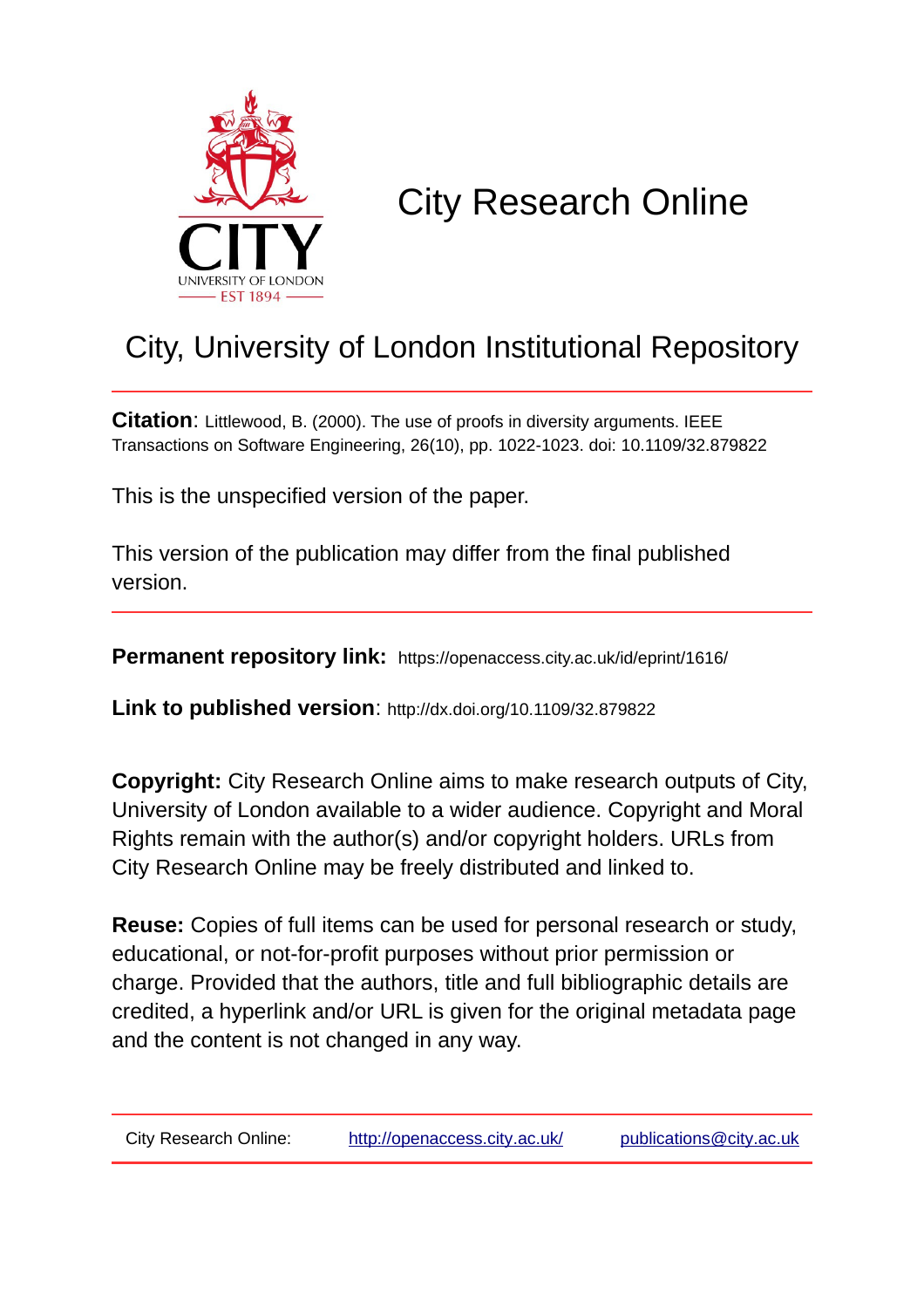# City Research Online

## City, University of London Institutional Repository

**Citation**: Littlewood, B. (2000). The use of proofs in diversity arguments. IEEE Transactions on Software Engineering, 26(10), pp. 1022-1023. doi: 10.1109/32.879822

This is the unspecified version of the paper.

This version of the publication may differ from the final published version.

**Permanent repository link:** https://openaccess.city.ac.uk/id/eprint/1616/

**Link to published version**: http://dx.doi.org/10.1109/32.879822

**Copyright:** City Research Online aims to make research outputs of City, University of London available to a wider audience. Copyright and Moral Rights remain with the author(s) and/or copyright holders. URLs from City Research Online may be freely distributed and linked to.

**Reuse:** Copies of full items can be used for personal research or study, educational, or not-for-profit purposes without prior permission or charge. Provided that the authors, title and full bibliographic details are credited, a hyperlink and/or URL is given for the original metadata page and the content is not changed in any way.

City Research Online: http://openaccess.city.ac.uk/ publications@city.ac.uk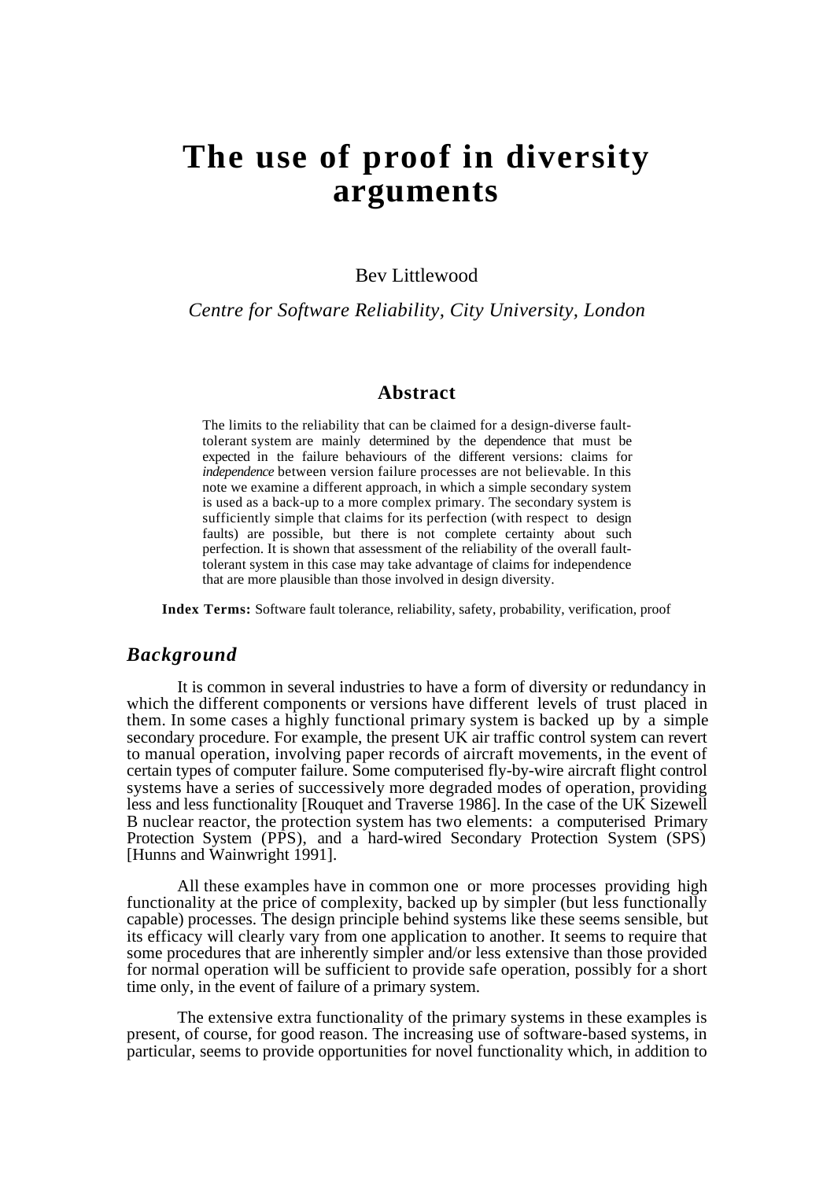# The use of proof in diversity arguments

Bev Littlewood

*Centre for Software Reliability, City University, London*

## Abstract

The limits to the reliability that can be claimed for a design-diverse fault-tolerant system are mainly determined by the dependence that must be expected in the failure behaviours of the different versions: claims for *independence* between version failure processes are not believable. In this note we examine a different approach, in which a simple secondary system is used as a back-up to a more complex primary. The secondary system is sufficiently simple that claims for its perfection (with respect to design faults) are possible, but there is not complete certainty about such perfection. It is shown that assessment of the reliability of the overall fault-tolerant system in this case may take advantage of claims for independence that are more plausible than those involved in design diversity.

**Index Terms:** Software fault tolerance, reliability, safety, probability, verification, proof

## *Background*

It is common in several industries to have a form of diversity or redundancy in which the different components or versions have different levels of trust placed in them. In some cases a highly functional primary system is backed up by a simple secondary procedure. For example, the present UK air traffic control system can revert to manual operation, involving paper records of aircraft movements, in the event of certain types of computer failure. Some computerised fly-by-wire aircraft flight control systems have a series of successively more degraded modes of operation, providing less and less functionality [Rouquet and Traverse 1986]. In the case of the UK Sizewell B nuclear reactor, the protection system has two elements: a computerised Primary Protection System (PPS), and a hard-wired Secondary Protection System (SPS) [Hunns and Wainwright 1991].

All these examples have in common one or more processes providing high functionality at the price of complexity, backed up by simpler (but less functionally capable) processes. The design principle behind systems like these seems sensible, but its efficacy will clearly vary from one application to another. It seems to require that some procedures that are inherently simpler and/or less extensive than those provided for normal operation will be sufficient to provide safe operation, possibly for a short time only, in the event of failure of a primary system.

The extensive extra functionality of the primary systems in these examples is present, of course, for good reason. The increasing use of software-based systems, in particular, seems to provide opportunities for novel functionality which, in addition to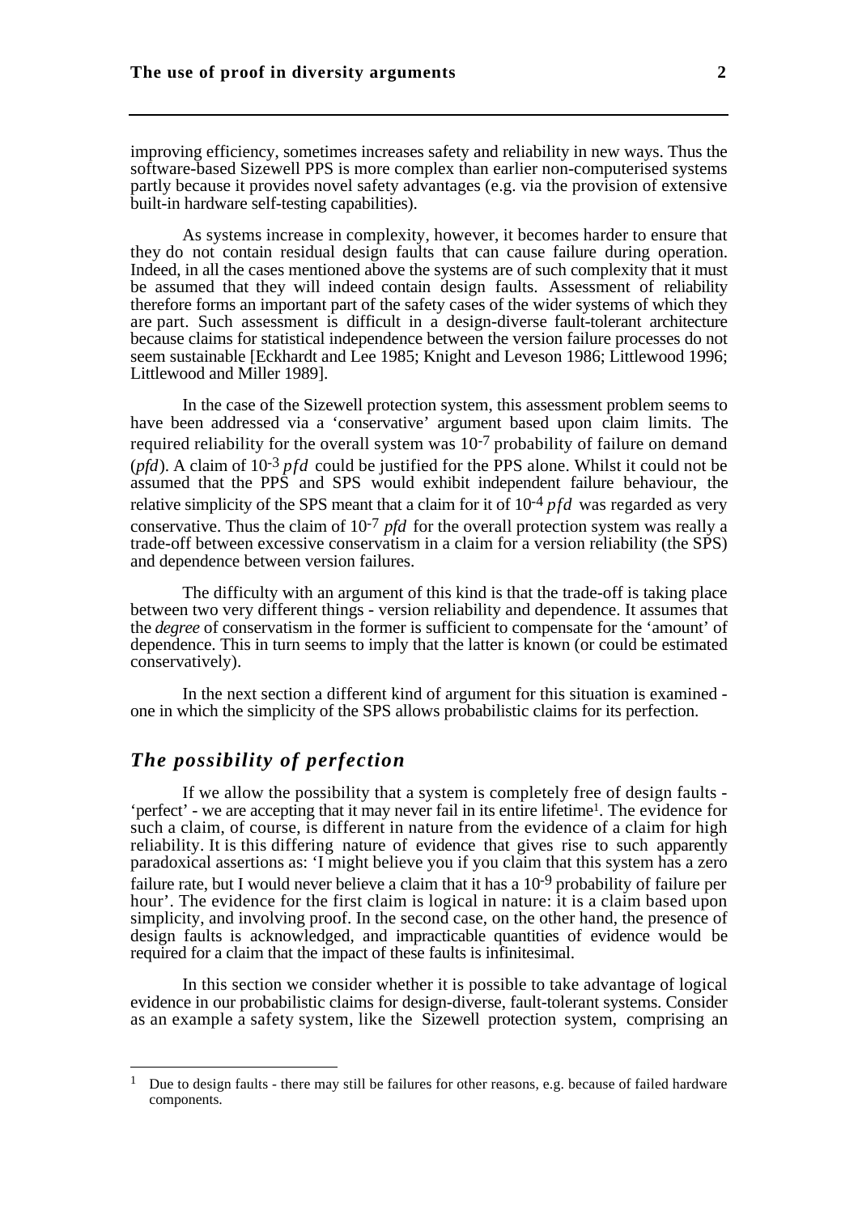improving efficiency, sometimes increases safety and reliability in new ways. Thus the software-based Sizewell PPS is more complex than earlier non-computerised systems partly because it provides novel safety advantages (e.g. via the provision of extensive built-in hardware self-testing capabilities).

As systems increase in complexity, however, it becomes harder to ensure that they do not contain residual design faults that can cause failure during operation. Indeed, in all the cases mentioned above the systems are of such complexity that it must be assumed that they will indeed contain design faults. Assessment of reliability therefore forms an important part of the safety cases of the wider systems of which they are part. Such assessment is difficult in a design-diverse fault-tolerant architecture because claims for statistical independence between the version failure processes do not seem sustainable [Eckhardt and Lee 1985; Knight and Leveson 1986; Littlewood 1996; Littlewood and Miller 1989].

In the case of the Sizewell protection system, this assessment problem seems to have been addressed via a 'conservative' argument based upon claim limits. The required reliability for the overall system was $10^{-7}$ probability of failure on demand (*pfd*). A claim of $10^{-3}$ *pfd* could be justified for the PPS alone. Whilst it could not be assumed that the PPS and SPS would exhibit independent failure behaviour, the relative simplicity of the SPS meant that a claim for it of $10^{-4}$ *pfd* was regarded as very conservative. Thus the claim of $10^{-7}$ *pfd* for the overall protection system was really a trade-off between excessive conservatism in a claim for a version reliability (the SPS) and dependence between version failures.

The difficulty with an argument of this kind is that the trade-off is taking place between two very different things - version reliability and dependence. It assumes that the *degree* of conservatism in the former is sufficient to compensate for the 'amount' of dependence. This in turn seems to imply that the latter is known (or could be estimated conservatively).

In the next section a different kind of argument for this situation is examined - one in which the simplicity of the SPS allows probabilistic claims for its perfection.

## *The possibility of perfection*

If we allow the possibility that a system is completely free of design faults - 'perfect' - we are accepting that it may never fail in its entire lifetime[1]. The evidence for such a claim, of course, is different in nature from the evidence of a claim for high reliability. It is this differing nature of evidence that gives rise to such apparently paradoxical assertions as: 'I might believe you if you claim that this system has a zero failure rate, but I would never believe a claim that it has a $10^{-9}$ probability of failure per hour'. The evidence for the first claim is logical in nature: it is a claim based upon simplicity, and involving proof. In the second case, on the other hand, the presence of design faults is acknowledged, and impracticable quantities of evidence would be required for a claim that the impact of these faults is infinitesimal.

In this section we consider whether it is possible to take advantage of logical evidence in our probabilistic claims for design-diverse, fault-tolerant systems. Consider as an example a safety system, like the Sizewell protection system, comprising an

[1] Due to design faults - there may still be failures for other reasons, e.g. because of failed hardware components.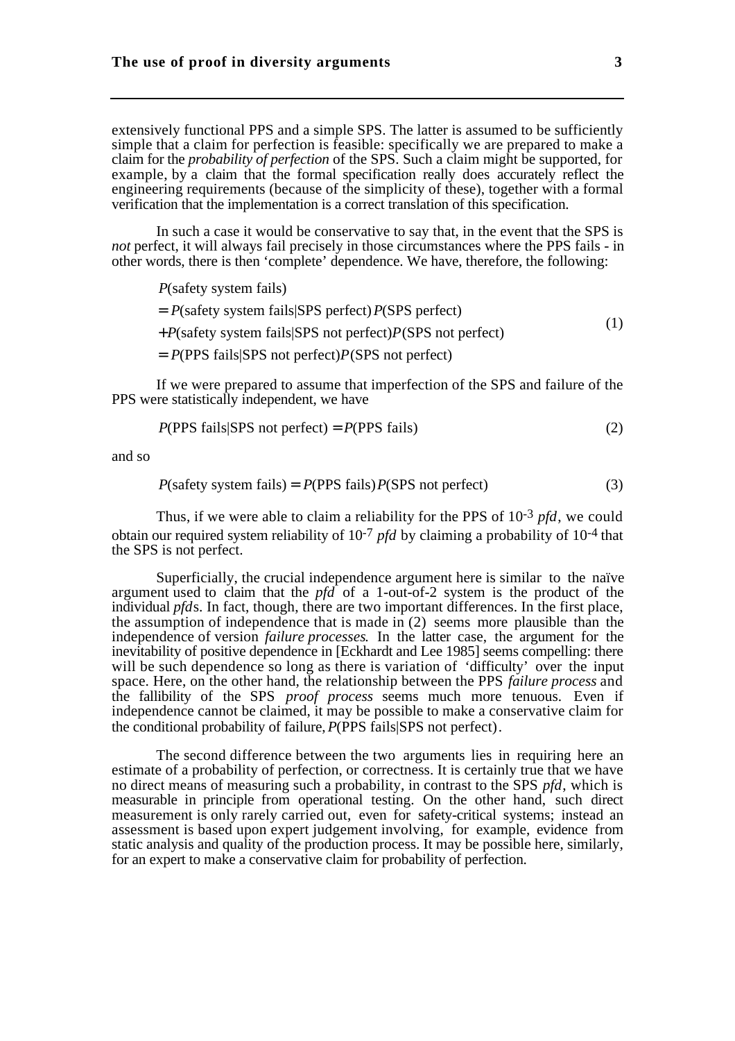extensively functional PPS and a simple SPS. The latter is assumed to be sufficiently simple that a claim for perfection is feasible: specifically we are prepared to make a claim for the *probability of perfection* of the SPS. Such a claim might be supported, for example, by a claim that the formal specification really does accurately reflect the engineering requirements (because of the simplicity of these), together with a formal verification that the implementation is a correct translation of this specification.

In such a case it would be conservative to say that, in the event that the SPS is *not* perfect, it will always fail precisely in those circumstances where the PPS fails - in other words, there is then 'complete' dependence. We have, therefore, the following:

$$
\begin{aligned}
&P(\text{safety system fails}) \\
&= P(\text{safety system fails}|\text{SPS perfect})\,P(\text{SPS perfect}) \\
&+ P(\text{safety system fails}|\text{SPS not perfect})\,P(\text{SPS not perfect}) \\
&= P(\text{PPS fails}|\text{SPS not perfect})\,P(\text{SPS not perfect})
\end{aligned}
\tag{1}
$$

If we were prepared to assume that imperfection of the SPS and failure of the PPS were statistically independent, we have

$$
P(\text{PPS fails}|\text{SPS not perfect}) = P(\text{PPS fails}) \tag{2}
$$

and so

$$
P(\text{safety system fails}) = P(\text{PPS fails})\,P(\text{SPS not perfect}) \tag{3}
$$

Thus, if we were able to claim a reliability for the PPS of $10^{-3}$ *pfd*, we could obtain our required system reliability of $10^{-7}$ *pfd* by claiming a probability of $10^{-4}$ that the SPS is not perfect.

Superficially, the crucial independence argument here is similar to the naïve argument used to claim that the *pfd* of a 1-out-of-2 system is the product of the individual *pfd*s. In fact, though, there are two important differences. In the first place, the assumption of independence that is made in (2) seems more plausible than the independence of version *failure processes*. In the latter case, the argument for the inevitability of positive dependence in [Eckhardt and Lee 1985] seems compelling: there will be such dependence so long as there is variation of 'difficulty' over the input space. Here, on the other hand, the relationship between the PPS *failure process* and the fallibility of the SPS *proof process* seems much more tenuous. Even if independence cannot be claimed, it may be possible to make a conservative claim for the conditional probability of failure, $P(\text{PPS fails}|\text{SPS not perfect})$.

The second difference between the two arguments lies in requiring here an estimate of a probability of perfection, or correctness. It is certainly true that we have no direct means of measuring such a probability, in contrast to the SPS *pfd*, which is measurable in principle from operational testing. On the other hand, such direct measurement is only rarely carried out, even for safety-critical systems; instead an assessment is based upon expert judgement involving, for example, evidence from static analysis and quality of the production process. It may be possible here, similarly, for an expert to make a conservative claim for probability of perfection.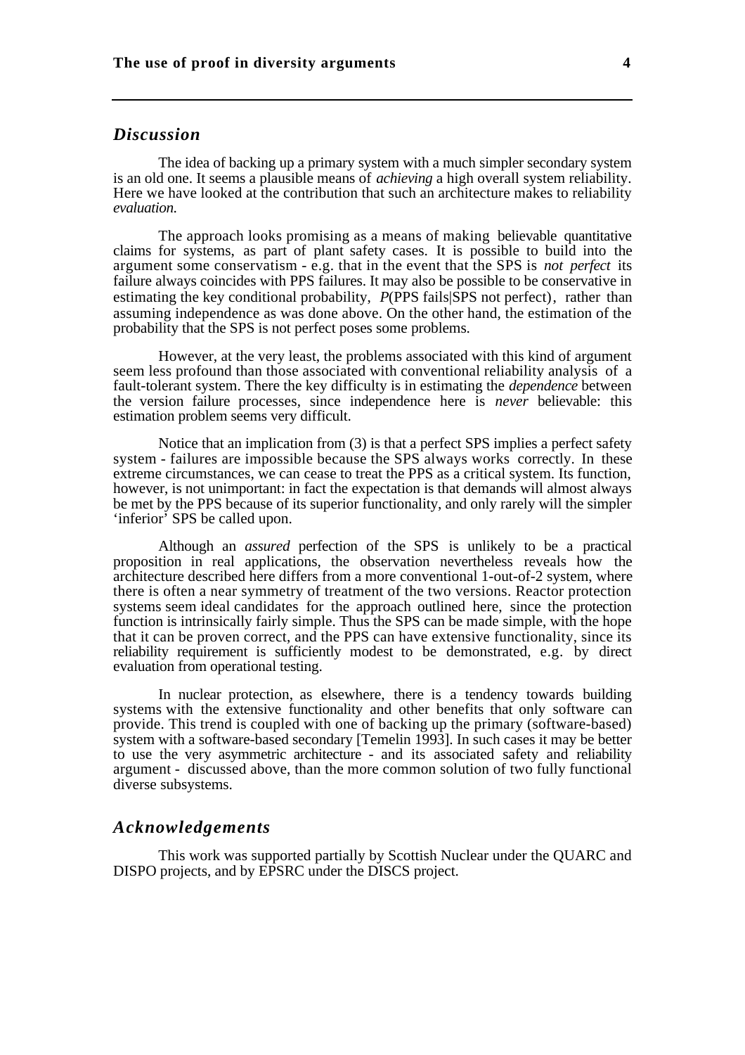## *Discussion*

The idea of backing up a primary system with a much simpler secondary system is an old one. It seems a plausible means of *achieving* a high overall system reliability. Here we have looked at the contribution that such an architecture makes to reliability *evaluation.*

The approach looks promising as a means of making believable quantitative claims for systems, as part of plant safety cases. It is possible to build into the argument some conservatism - e.g. that in the event that the SPS is *not perfect* its failure always coincides with PPS failures. It may also be possible to be conservative in estimating the key conditional probability, $P(\text{PPS fails}|\text{SPS not perfect})$, rather than assuming independence as was done above. On the other hand, the estimation of the probability that the SPS is not perfect poses some problems.

However, at the very least, the problems associated with this kind of argument seem less profound than those associated with conventional reliability analysis of a fault-tolerant system. There the key difficulty is in estimating the *dependence* between the version failure processes, since independence here is *never* believable: this estimation problem seems very difficult.

Notice that an implication from (3) is that a perfect SPS implies a perfect safety system - failures are impossible because the SPS always works correctly. In these extreme circumstances, we can cease to treat the PPS as a critical system. Its function, however, is not unimportant: in fact the expectation is that demands will almost always be met by the PPS because of its superior functionality, and only rarely will the simpler 'inferior' SPS be called upon.

Although an *assured* perfection of the SPS is unlikely to be a practical proposition in real applications, the observation nevertheless reveals how the architecture described here differs from a more conventional 1-out-of-2 system, where there is often a near symmetry of treatment of the two versions. Reactor protection systems seem ideal candidates for the approach outlined here, since the protection function is intrinsically fairly simple. Thus the SPS can be made simple, with the hope that it can be proven correct, and the PPS can have extensive functionality, since its reliability requirement is sufficiently modest to be demonstrated, e.g. by direct evaluation from operational testing.

In nuclear protection, as elsewhere, there is a tendency towards building systems with the extensive functionality and other benefits that only software can provide. This trend is coupled with one of backing up the primary (software-based) system with a software-based secondary [Temelin 1993]. In such cases it may be better to use the very asymmetric architecture - and its associated safety and reliability argument - discussed above, than the more common solution of two fully functional diverse subsystems.

## *Acknowledgements*

This work was supported partially by Scottish Nuclear under the QUARC and DISPO projects, and by EPSRC under the DISCS project.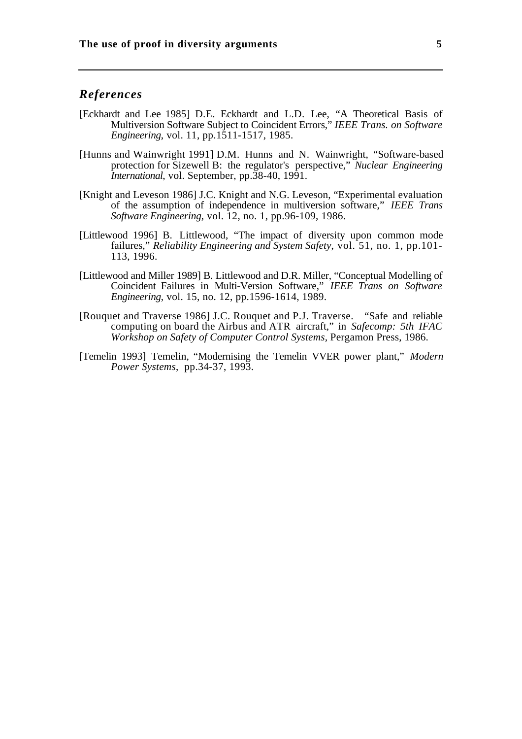## *References*

[Eckhardt and Lee 1985] D.E. Eckhardt and L.D. Lee, “A Theoretical Basis of Multiversion Software Subject to Coincident Errors,” *IEEE Trans. on Software Engineering*, vol. 11, pp.1511-1517, 1985.

[Hunns and Wainwright 1991] D.M. Hunns and N. Wainwright, “Software-based protection for Sizewell B: the regulator's perspective,” *Nuclear Engineering International*, vol. September, pp.38-40, 1991.

[Knight and Leveson 1986] J.C. Knight and N.G. Leveson, “Experimental evaluation of the assumption of independence in multiversion software,” *IEEE Trans Software Engineering*, vol. 12, no. 1, pp.96-109, 1986.

[Littlewood 1996] B. Littlewood, “The impact of diversity upon common mode failures,” *Reliability Engineering and System Safety*, vol. 51, no. 1, pp.101-113, 1996.

[Littlewood and Miller 1989] B. Littlewood and D.R. Miller, “Conceptual Modelling of Coincident Failures in Multi-Version Software,” *IEEE Trans on Software Engineering*, vol. 15, no. 12, pp.1596-1614, 1989.

[Rouquet and Traverse 1986] J.C. Rouquet and P.J. Traverse. “Safe and reliable computing on board the Airbus and ATR aircraft,” in *Safecomp: 5th IFAC Workshop on Safety of Computer Control Systems*, Pergamon Press, 1986.

[Temelin 1993] Temelin, “Modernising the Temelin VVER power plant,” *Modern Power Systems*, pp.34-37, 1993.